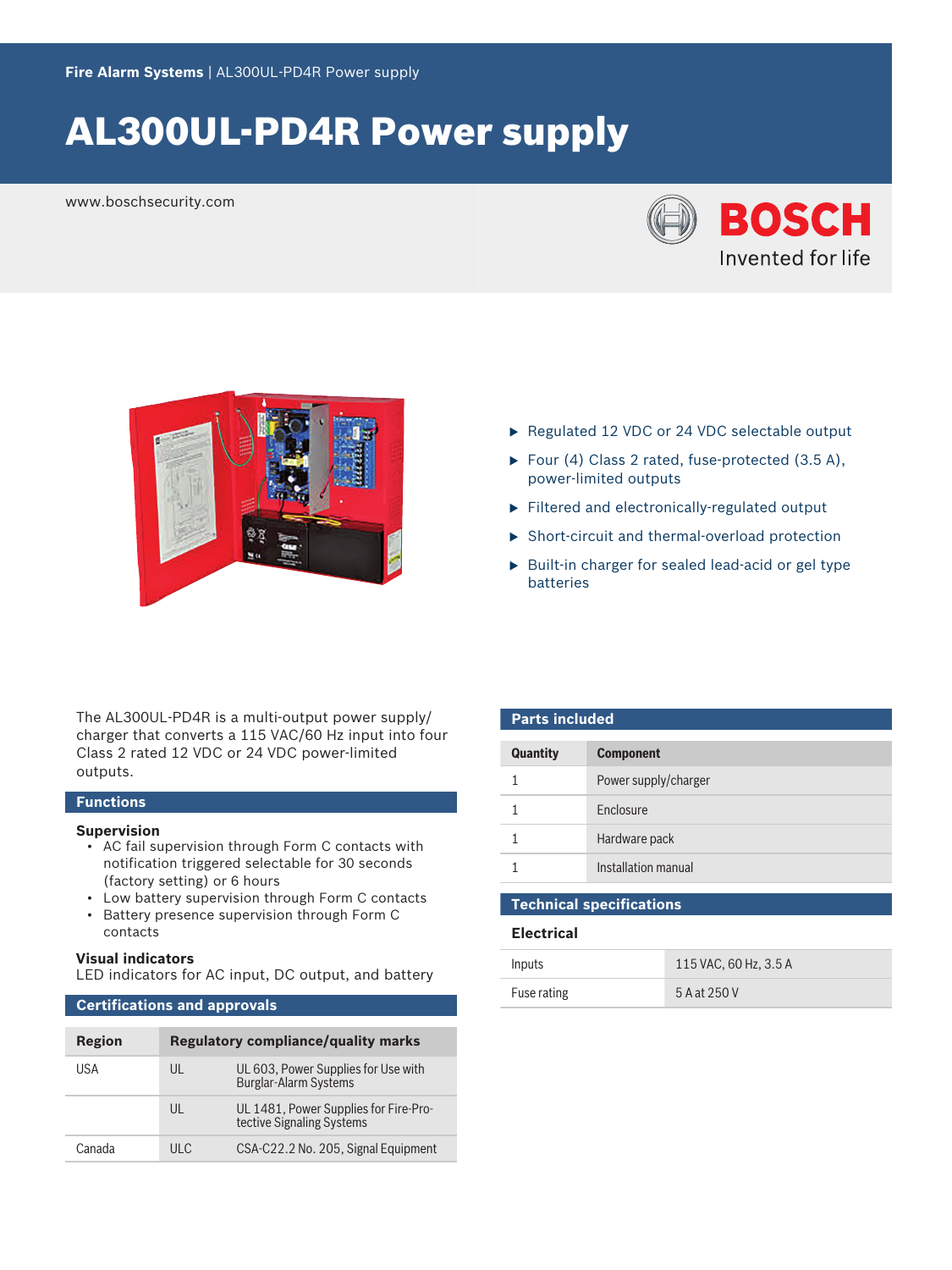Fire Alarm Systems | AL300UL-PD4R Power supply

# AL300UL-PD4R Power supply

www.boschsecurity.com

BOSCH
Invented for life

- Regulated 12 VDC or 24 VDC selectable output
- Four (4) Class 2 rated, fuse-protected (3.5 A), power-limited outputs
- Filtered and electronically-regulated output
- Short-circuit and thermal-overload protection
- Built-in charger for sealed lead-acid or gel type batteries

The AL300UL-PD4R is a multi-output power supply/charger that converts a 115 VAC/60 Hz input into four Class 2 rated 12 VDC or 24 VDC power-limited outputs.

## Functions

### Supervision

- AC fail supervision through Form C contacts with notification triggered selectable for 30 seconds (factory setting) or 6 hours
- Low battery supervision through Form C contacts
- Battery presence supervision through Form C contacts

### Visual indicators

LED indicators for AC input, DC output, and battery

## Certifications and approvals

| Region | Regulatory compliance/quality marks | |
|---|---|---|
| USA | UL | UL 603, Power Supplies for Use with Burglar-Alarm Systems |
| | UL | UL 1481, Power Supplies for Fire-Protective Signaling Systems |
| Canada | ULC | CSA-C22.2 No. 205, Signal Equipment |

## Parts included

| Quantity | Component |
|---|---|
| 1 | Power supply/charger |
| 1 | Enclosure |
| 1 | Hardware pack |
| 1 | Installation manual |

## Technical specifications

### Electrical

| | |
|---|---|
| Inputs | 115 VAC, 60 Hz, 3.5 A |
| Fuse rating | 5 A at 250 V |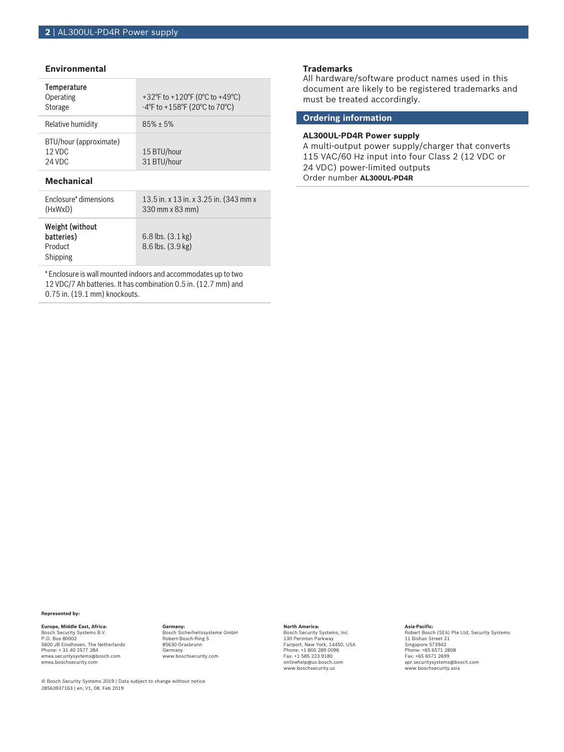### Environmental

| | |
|---|---|
| **Temperature**<br>Operating<br>Storage | <br>+32°F to +120°F (0°C to +49°C)<br>-4°F to +158°F (20°C to 70°C) |
| Relative humidity | 85% ± 5% |
| BTU/hour (approximate)<br>12 VDC<br>24 VDC | <br>15 BTU/hour<br>31 BTU/hour |

### Mechanical

| | |
|---|---|
| Enclosure* dimensions (HxWxD) | 13.5 in. x 13 in. x 3.25 in. (343 mm x 330 mm x 83 mm) |
| **Weight (without batteries)**<br>Product<br>Shipping | <br>6.8 lbs. (3.1 kg)<br>8.6 lbs. (3.9 kg) |

* Enclosure is wall mounted indoors and accommodates up to two 12 VDC/7 Ah batteries. It has combination 0.5 in. (12.7 mm) and 0.75 in. (19.1 mm) knockouts.

### Trademarks

All hardware/software product names used in this document are likely to be registered trademarks and must be treated accordingly.

## Ordering information

**AL300UL-PD4R Power supply**
A multi-output power supply/charger that converts 115 VAC/60 Hz input into four Class 2 (12 VDC or 24 VDC) power-limited outputs
Order number **AL300UL-PD4R**

**Represented by:**

**Europe, Middle East, Africa:**
Bosch Security Systems B.V.
P.O. Box 80002
5600 JB Eindhoven, The Netherlands
Phone: + 31 40 2577 284
emea.securitysystems@bosch.com
emea.boschsecurity.com

**Germany:**
Bosch Sicherheitssysteme GmbH
Robert-Bosch-Ring 5
85630 Grasbrunn
Germany
www.boschsecurity.com

**North America:**
Bosch Security Systems, Inc.
130 Perinton Parkway
Fairport, New York, 14450, USA
Phone: +1 800 289 0096
Fax: +1 585 223 9180
onlinehelp@us.bosch.com
www.boschsecurity.us

**Asia-Pacific:**
Robert Bosch (SEA) Pte Ltd, Security Systems
11 Bishan Street 21
Singapore 573943
Phone: +65 6571 2808
Fax: +65 6571 2699
apr.securitysystems@bosch.com
www.boschsecurity.asia

© Bosch Security Systems 2019 | Data subject to change without notice
28563937163 | en, V1, 08. Feb 2019